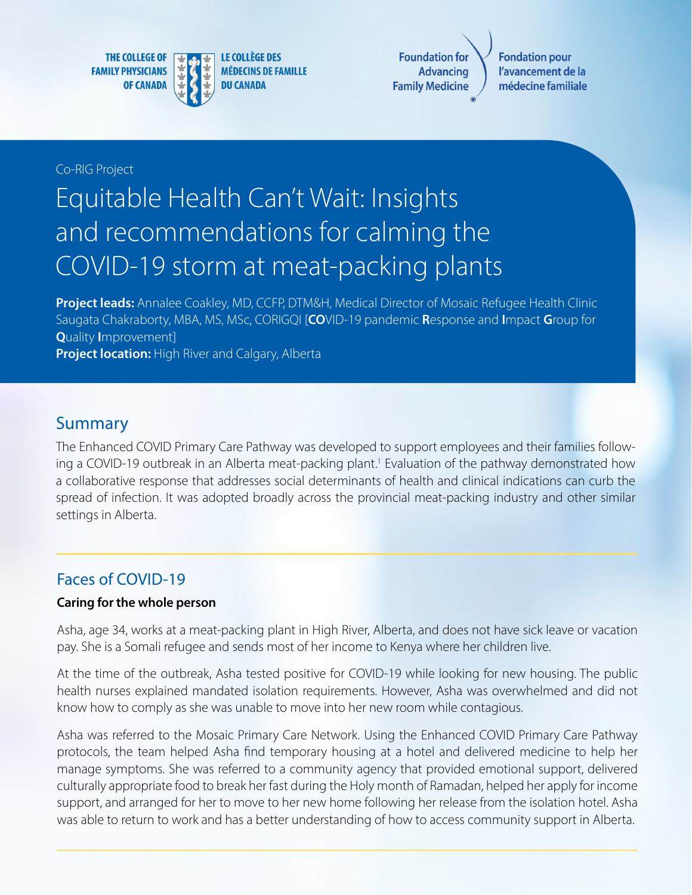THE COLLEGE OF FAMILY PHYSICIANS OF CANADA | LE COLLÈGE DES MÉDECINS DE FAMILLE DU CANADA

Foundation for Advancing Family Medicine | Fondation pour l'avancement de la médecine familiale

Co-RIG Project

# Equitable Health Can't Wait: Insights and recommendations for calming the COVID-19 storm at meat-packing plants

**Project leads:** Annalee Coakley, MD, CCFP, DTM&H, Medical Director of Mosaic Refugee Health Clinic
Saugata Chakraborty, MBA, MS, MSc, CORIGQI [**CO**VID-19 pandemic **R**esponse and **I**mpact **G**roup for **Q**uality **I**mprovement]
**Project location:** High River and Calgary, Alberta

## Summary

The Enhanced COVID Primary Care Pathway was developed to support employees and their families following a COVID-19 outbreak in an Alberta meat-packing plant.[1] Evaluation of the pathway demonstrated how a collaborative response that addresses social determinants of health and clinical indications can curb the spread of infection. It was adopted broadly across the provincial meat-packing industry and other similar settings in Alberta.

## Faces of COVID-19

**Caring for the whole person**

Asha, age 34, works at a meat-packing plant in High River, Alberta, and does not have sick leave or vacation pay. She is a Somali refugee and sends most of her income to Kenya where her children live.

At the time of the outbreak, Asha tested positive for COVID-19 while looking for new housing. The public health nurses explained mandated isolation requirements. However, Asha was overwhelmed and did not know how to comply as she was unable to move into her new room while contagious.

Asha was referred to the Mosaic Primary Care Network. Using the Enhanced COVID Primary Care Pathway protocols, the team helped Asha find temporary housing at a hotel and delivered medicine to help her manage symptoms. She was referred to a community agency that provided emotional support, delivered culturally appropriate food to break her fast during the Holy month of Ramadan, helped her apply for income support, and arranged for her to move to her new home following her release from the isolation hotel. Asha was able to return to work and has a better understanding of how to access community support in Alberta.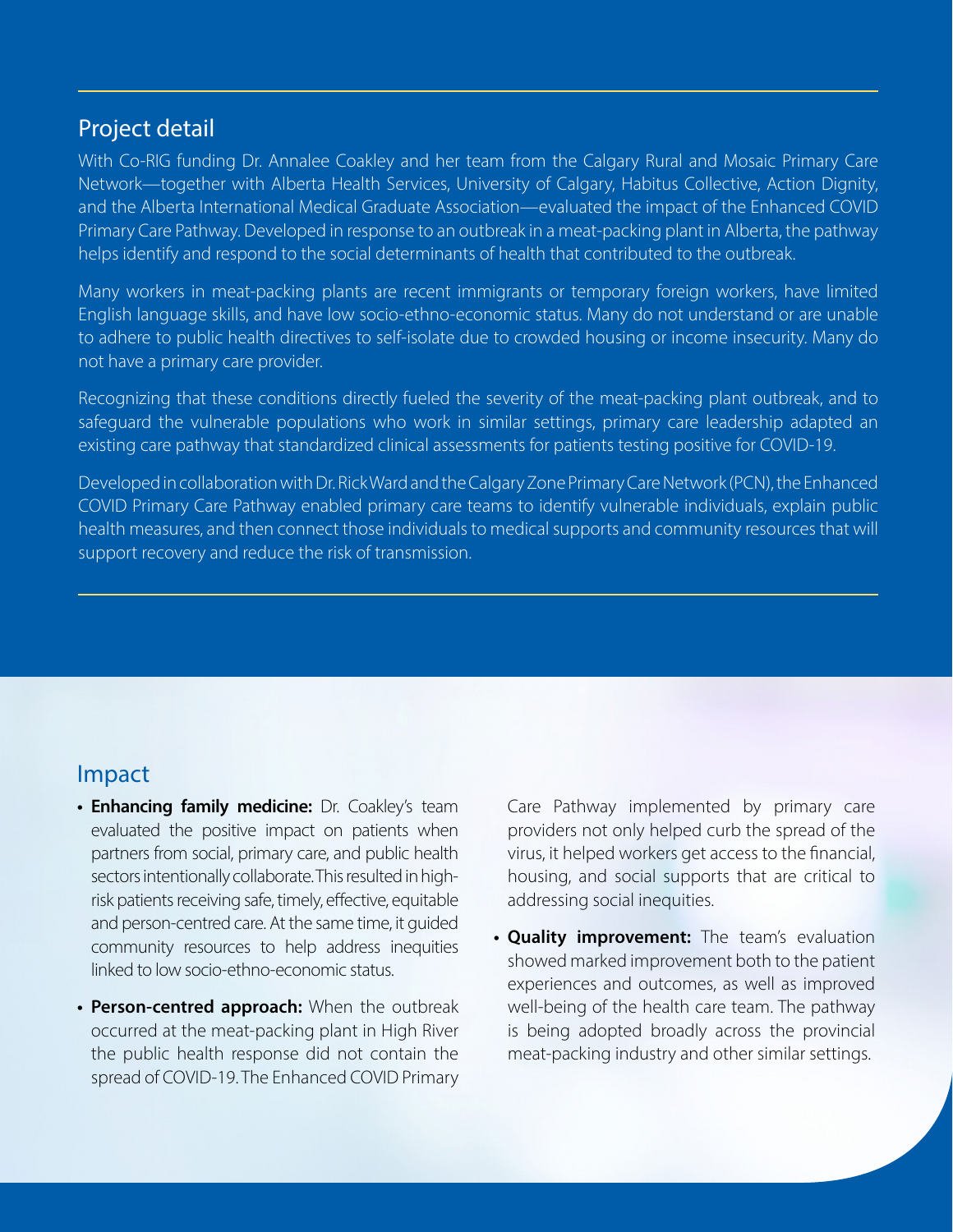## Project detail

With Co-RIG funding Dr. Annalee Coakley and her team from the Calgary Rural and Mosaic Primary Care Network—together with Alberta Health Services, University of Calgary, Habitus Collective, Action Dignity, and the Alberta International Medical Graduate Association—evaluated the impact of the Enhanced COVID Primary Care Pathway. Developed in response to an outbreak in a meat-packing plant in Alberta, the pathway helps identify and respond to the social determinants of health that contributed to the outbreak.

Many workers in meat-packing plants are recent immigrants or temporary foreign workers, have limited English language skills, and have low socio-ethno-economic status. Many do not understand or are unable to adhere to public health directives to self-isolate due to crowded housing or income insecurity. Many do not have a primary care provider.

Recognizing that these conditions directly fueled the severity of the meat-packing plant outbreak, and to safeguard the vulnerable populations who work in similar settings, primary care leadership adapted an existing care pathway that standardized clinical assessments for patients testing positive for COVID-19.

Developed in collaboration with Dr. Rick Ward and the Calgary Zone Primary Care Network (PCN), the Enhanced COVID Primary Care Pathway enabled primary care teams to identify vulnerable individuals, explain public health measures, and then connect those individuals to medical supports and community resources that will support recovery and reduce the risk of transmission.

## Impact

- **Enhancing family medicine:** Dr. Coakley's team evaluated the positive impact on patients when partners from social, primary care, and public health sectors intentionally collaborate. This resulted in high-risk patients receiving safe, timely, effective, equitable and person-centred care. At the same time, it guided community resources to help address inequities linked to low socio-ethno-economic status.
- **Person-centred approach:** When the outbreak occurred at the meat-packing plant in High River the public health response did not contain the spread of COVID-19. The Enhanced COVID Primary Care Pathway implemented by primary care providers not only helped curb the spread of the virus, it helped workers get access to the financial, housing, and social supports that are critical to addressing social inequities.
- **Quality improvement:** The team's evaluation showed marked improvement both to the patient experiences and outcomes, as well as improved well-being of the health care team. The pathway is being adopted broadly across the provincial meat-packing industry and other similar settings.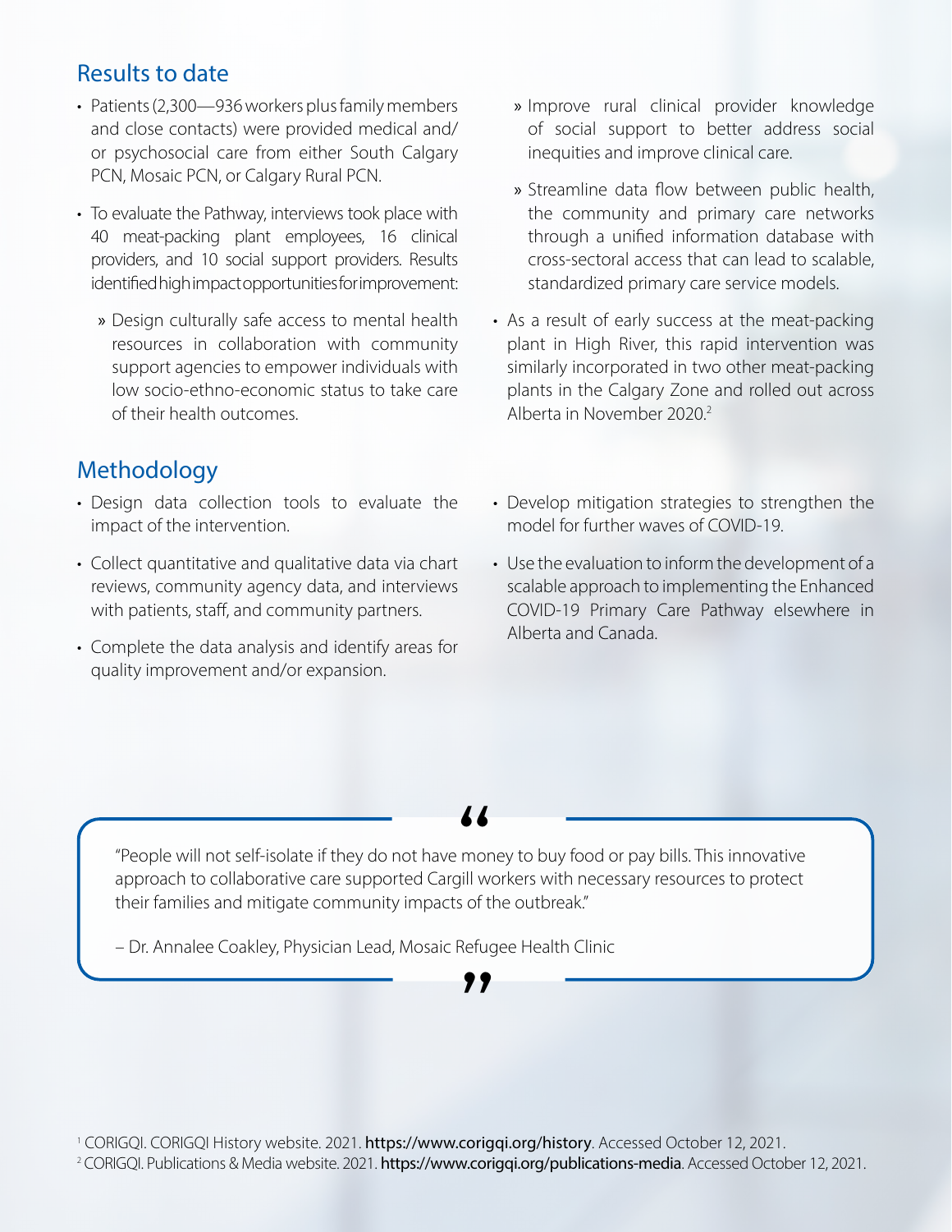## Results to date

- Patients (2,300—936 workers plus family members and close contacts) were provided medical and/or psychosocial care from either South Calgary PCN, Mosaic PCN, or Calgary Rural PCN.
- To evaluate the Pathway, interviews took place with 40 meat-packing plant employees, 16 clinical providers, and 10 social support providers. Results identified high impact opportunities for improvement:
  - » Design culturally safe access to mental health resources in collaboration with community support agencies to empower individuals with low socio-ethno-economic status to take care of their health outcomes.
  - » Improve rural clinical provider knowledge of social support to better address social inequities and improve clinical care.
  - » Streamline data flow between public health, the community and primary care networks through a unified information database with cross-sectoral access that can lead to scalable, standardized primary care service models.
- As a result of early success at the meat-packing plant in High River, this rapid intervention was similarly incorporated in two other meat-packing plants in the Calgary Zone and rolled out across Alberta in November 2020.[2]

## Methodology

- Design data collection tools to evaluate the impact of the intervention.
- Collect quantitative and qualitative data via chart reviews, community agency data, and interviews with patients, staff, and community partners.
- Complete the data analysis and identify areas for quality improvement and/or expansion.
- Develop mitigation strategies to strengthen the model for further waves of COVID-19.
- Use the evaluation to inform the development of a scalable approach to implementing the Enhanced COVID-19 Primary Care Pathway elsewhere in Alberta and Canada.

> "People will not self-isolate if they do not have money to buy food or pay bills. This innovative approach to collaborative care supported Cargill workers with necessary resources to protect their families and mitigate community impacts of the outbreak."
>
> – Dr. Annalee Coakley, Physician Lead, Mosaic Refugee Health Clinic

[1] CORIGQI. CORIGQI History website. 2021. **https://www.corigqi.org/history**. Accessed October 12, 2021.
[2] CORIGQI. Publications & Media website. 2021. **https://www.corigqi.org/publications-media**. Accessed October 12, 2021.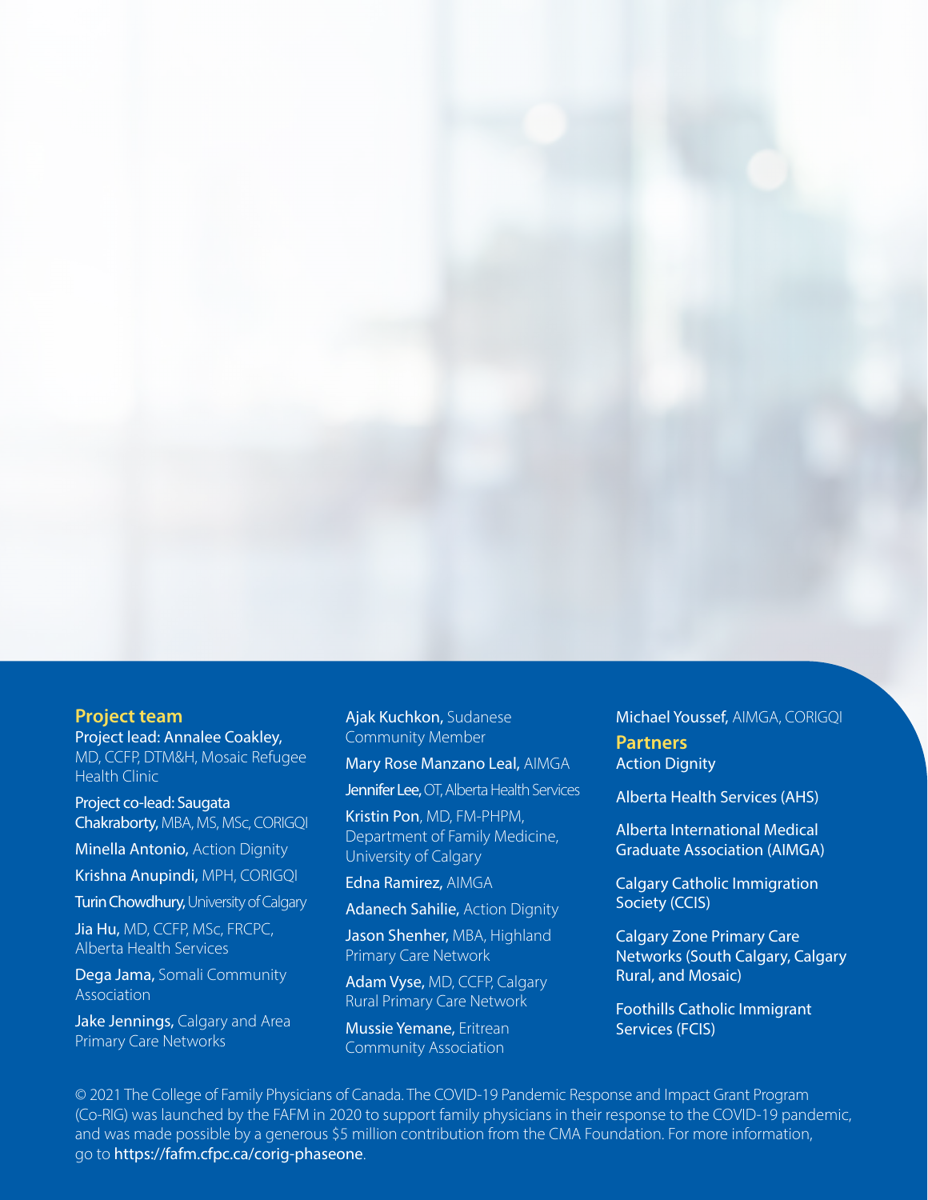## Project team

Project lead: Annalee Coakley, MD, CCFP, DTM&H, Mosaic Refugee Health Clinic

Project co-lead: Saugata Chakraborty, MBA, MS, MSc, CORIGQI

Minella Antonio, Action Dignity

Krishna Anupindi, MPH, CORIGQI

Turin Chowdhury, University of Calgary

Jia Hu, MD, CCFP, MSc, FRCPC, Alberta Health Services

Dega Jama, Somali Community Association

Jake Jennings, Calgary and Area Primary Care Networks

Ajak Kuchkon, Sudanese Community Member

Mary Rose Manzano Leal, AIMGA

Jennifer Lee, OT, Alberta Health Services

Kristin Pon, MD, FM-PHPM, Department of Family Medicine, University of Calgary

Edna Ramirez, AIMGA

Adanech Sahilie, Action Dignity

Jason Shenher, MBA, Highland Primary Care Network

Adam Vyse, MD, CCFP, Calgary Rural Primary Care Network

Mussie Yemane, Eritrean Community Association

Michael Youssef, AIMGA, CORIGQI

## Partners

Action Dignity

Alberta Health Services (AHS)

Alberta International Medical Graduate Association (AIMGA)

Calgary Catholic Immigration Society (CCIS)

Calgary Zone Primary Care Networks (South Calgary, Calgary Rural, and Mosaic)

Foothills Catholic Immigrant Services (FCIS)

© 2021 The College of Family Physicians of Canada. The COVID-19 Pandemic Response and Impact Grant Program (Co-RIG) was launched by the FAFM in 2020 to support family physicians in their response to the COVID-19 pandemic, and was made possible by a generous $5 million contribution from the CMA Foundation. For more information, go to https://fafm.cfpc.ca/corig-phaseone.